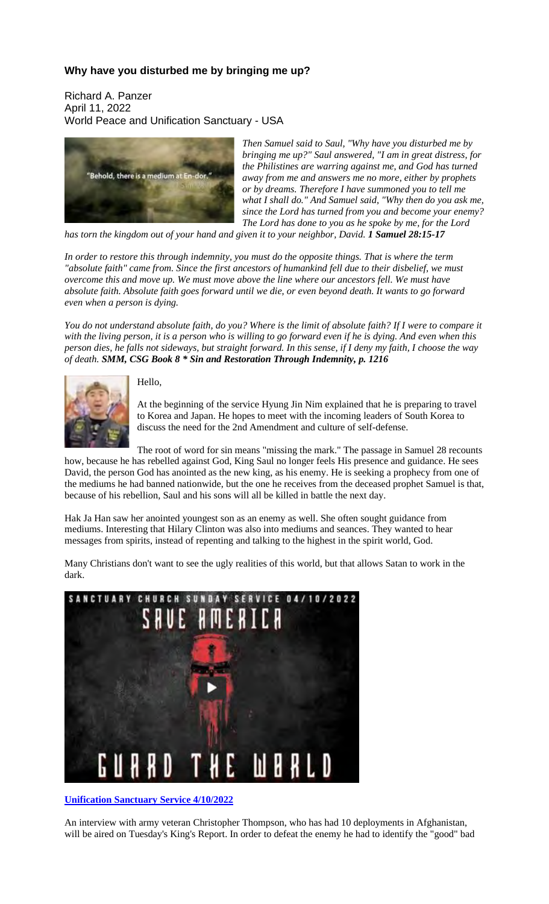## Why have you disturbed me by bringing me up?

Richard A. Panzer
April 11, 2022
World Peace and Unification Sanctuary - USA

*Then Samuel said to Saul, "Why have you disturbed me by bringing me up?" Saul answered, "I am in great distress, for the Philistines are warring against me, and God has turned away from me and answers me no more, either by prophets or by dreams. Therefore I have summoned you to tell me what I shall do." And Samuel said, "Why then do you ask me, since the Lord has turned from you and become your enemy? The Lord has done to you as he spoke by me, for the Lord has torn the kingdom out of your hand and given it to your neighbor, David.* ***1 Samuel 28:15-17***

*In order to restore this through indemnity, you must do the opposite things. That is where the term "absolute faith" came from. Since the first ancestors of humankind fell due to their disbelief, we must overcome this and move up. We must move above the line where our ancestors fell. We must have absolute faith. Absolute faith goes forward until we die, or even beyond death. It wants to go forward even when a person is dying.*

*You do not understand absolute faith, do you? Where is the limit of absolute faith? If I were to compare it with the living person, it is a person who is willing to go forward even if he is dying. And even when this person dies, he falls not sideways, but straight forward. In this sense, if I deny my faith, I choose the way of death.* ***SMM, CSG Book 8 * Sin and Restoration Through Indemnity, p. 1216***

Hello,

At the beginning of the service Hyung Jin Nim explained that he is preparing to travel to Korea and Japan. He hopes to meet with the incoming leaders of South Korea to discuss the need for the 2nd Amendment and culture of self-defense.

The root of word for sin means "missing the mark." The passage in Samuel 28 recounts how, because he has rebelled against God, King Saul no longer feels His presence and guidance. He sees David, the person God has anointed as the new king, as his enemy. He is seeking a prophecy from one of the mediums he had banned nationwide, but the one he receives from the deceased prophet Samuel is that, because of his rebellion, Saul and his sons will all be killed in battle the next day.

Hak Ja Han saw her anointed youngest son as an enemy as well. She often sought guidance from mediums. Interesting that Hilary Clinton was also into mediums and seances. They wanted to hear messages from spirits, instead of repenting and talking to the highest in the spirit world, God.

Many Christians don't want to see the ugly realities of this world, but that allows Satan to work in the dark.

**[Unification Sanctuary Service 4/10/2022](#)**

An interview with army veteran Christopher Thompson, who has had 10 deployments in Afghanistan, will be aired on Tuesday's King's Report. In order to defeat the enemy he had to identify the "good" bad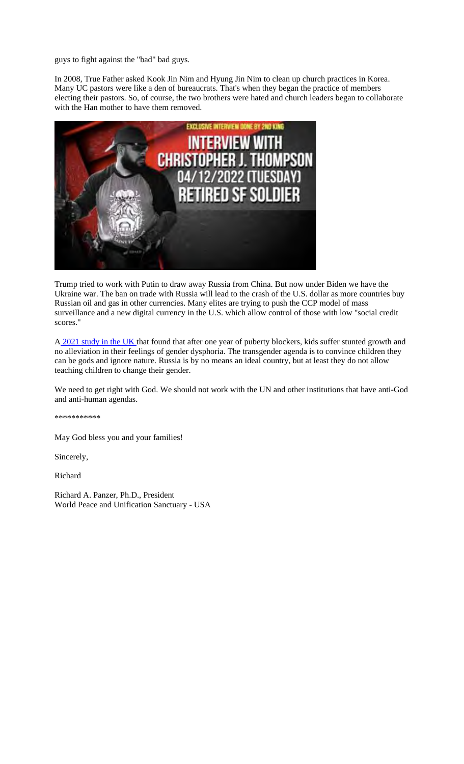guys to fight against the "bad" bad guys.

In 2008, True Father asked Kook Jin Nim and Hyung Jin Nim to clean up church practices in Korea. Many UC pastors were like a den of bureaucrats. That's when they began the practice of members electing their pastors. So, of course, the two brothers were hated and church leaders began to collaborate with the Han mother to have them removed.

EXCLUSIVE INTERVIEW DONE BY 2ND KING

INTERVIEW WITH CHRISTOPHER J. THOMPSON 04/12/2022 (TUESDAY) RETIRED SF SOLDIER

Trump tried to work with Putin to draw away Russia from China. But now under Biden we have the Ukraine war. The ban on trade with Russia will lead to the crash of the U.S. dollar as more countries buy Russian oil and gas in other currencies. Many elites are trying to push the CCP model of mass surveillance and a new digital currency in the U.S. which allow control of those with low "social credit scores."

A 2021 study in the UK that found that after one year of puberty blockers, kids suffer stunted growth and no alleviation in their feelings of gender dysphoria. The transgender agenda is to convince children they can be gods and ignore nature. Russia is by no means an ideal country, but at least they do not allow teaching children to change their gender.

We need to get right with God. We should not work with the UN and other institutions that have anti-God and anti-human agendas.

***********

May God bless you and your families!

Sincerely,

Richard

Richard A. Panzer, Ph.D., President
World Peace and Unification Sanctuary - USA